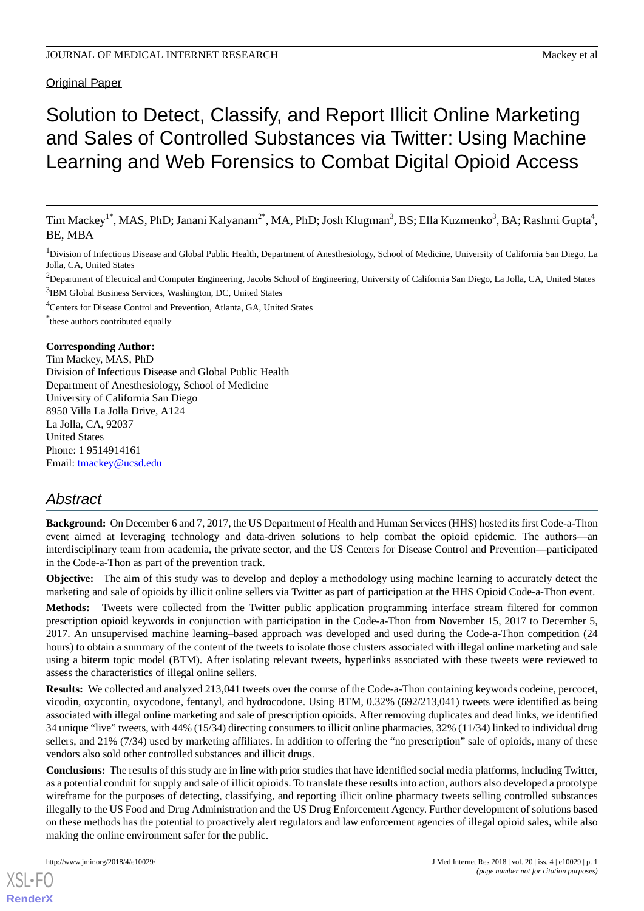Original Paper

# Solution to Detect, Classify, and Report Illicit Online Marketing and Sales of Controlled Substances via Twitter: Using Machine Learning and Web Forensics to Combat Digital Opioid Access

Tim Mackey[1*], MAS, PhD; Janani Kalyanam[2*], MA, PhD; Josh Klugman[3], BS; Ella Kuzmenko[3], BA; Rashmi Gupta[4], BE, MBA

[1]Division of Infectious Disease and Global Public Health, Department of Anesthesiology, School of Medicine, University of California San Diego, La Jolla, CA, United States

[2]Department of Electrical and Computer Engineering, Jacobs School of Engineering, University of California San Diego, La Jolla, CA, United States

[3]IBM Global Business Services, Washington, DC, United States

[4]Centers for Disease Control and Prevention, Atlanta, GA, United States

[*]these authors contributed equally

**Corresponding Author:**
Tim Mackey, MAS, PhD
Division of Infectious Disease and Global Public Health
Department of Anesthesiology, School of Medicine
University of California San Diego
8950 Villa La Jolla Drive, A124
La Jolla, CA, 92037
United States
Phone: 1 9514914161
Email: tmackey@ucsd.edu

## Abstract

**Background:** On December 6 and 7, 2017, the US Department of Health and Human Services (HHS) hosted its first Code-a-Thon event aimed at leveraging technology and data-driven solutions to help combat the opioid epidemic. The authors—an interdisciplinary team from academia, the private sector, and the US Centers for Disease Control and Prevention—participated in the Code-a-Thon as part of the prevention track.

**Objective:** The aim of this study was to develop and deploy a methodology using machine learning to accurately detect the marketing and sale of opioids by illicit online sellers via Twitter as part of participation at the HHS Opioid Code-a-Thon event.

**Methods:** Tweets were collected from the Twitter public application programming interface stream filtered for common prescription opioid keywords in conjunction with participation in the Code-a-Thon from November 15, 2017 to December 5, 2017. An unsupervised machine learning–based approach was developed and used during the Code-a-Thon competition (24 hours) to obtain a summary of the content of the tweets to isolate those clusters associated with illegal online marketing and sale using a biterm topic model (BTM). After isolating relevant tweets, hyperlinks associated with these tweets were reviewed to assess the characteristics of illegal online sellers.

**Results:** We collected and analyzed 213,041 tweets over the course of the Code-a-Thon containing keywords codeine, percocet, vicodin, oxycontin, oxycodone, fentanyl, and hydrocodone. Using BTM, 0.32% (692/213,041) tweets were identified as being associated with illegal online marketing and sale of prescription opioids. After removing duplicates and dead links, we identified 34 unique "live" tweets, with 44% (15/34) directing consumers to illicit online pharmacies, 32% (11/34) linked to individual drug sellers, and 21% (7/34) used by marketing affiliates. In addition to offering the "no prescription" sale of opioids, many of these vendors also sold other controlled substances and illicit drugs.

**Conclusions:** The results of this study are in line with prior studies that have identified social media platforms, including Twitter, as a potential conduit for supply and sale of illicit opioids. To translate these results into action, authors also developed a prototype wireframe for the purposes of detecting, classifying, and reporting illicit online pharmacy tweets selling controlled substances illegally to the US Food and Drug Administration and the US Drug Enforcement Agency. Further development of solutions based on these methods has the potential to proactively alert regulators and law enforcement agencies of illegal opioid sales, while also making the online environment safer for the public.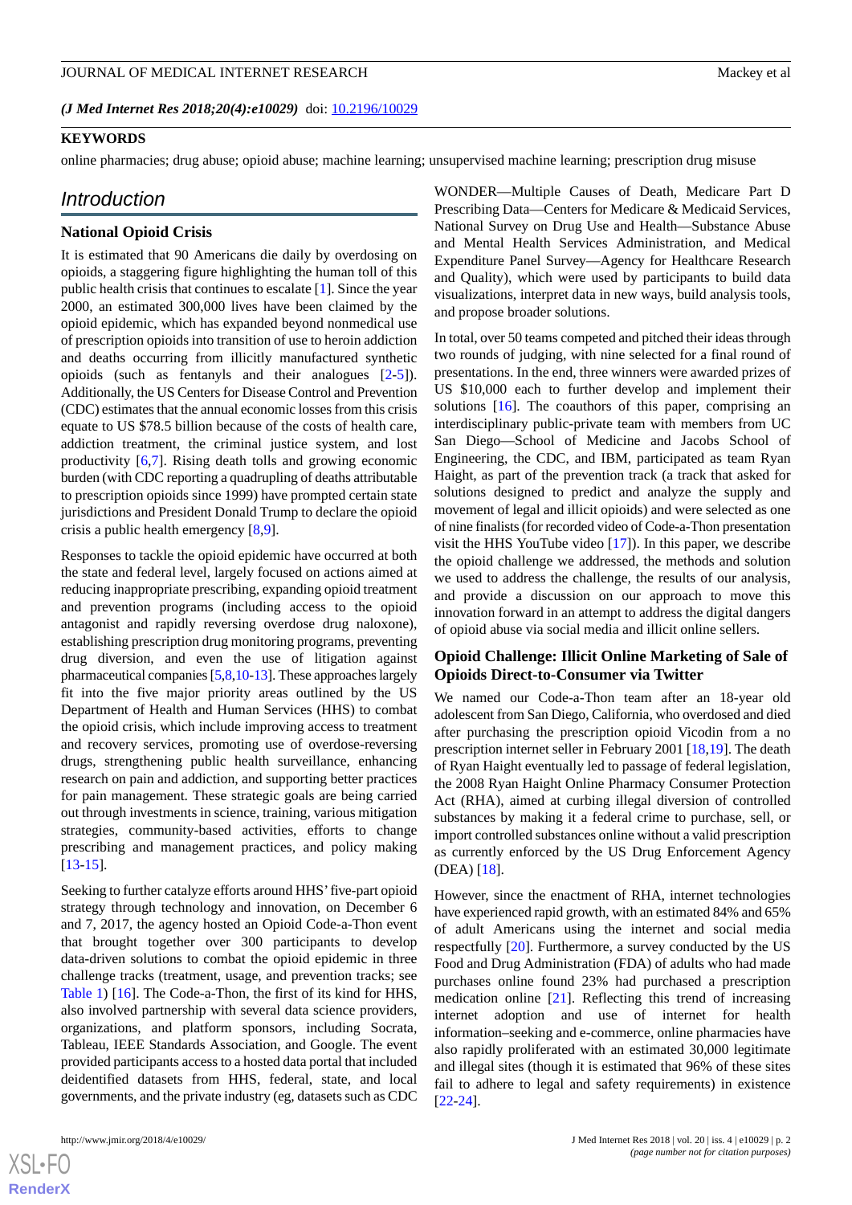(*J Med Internet Res 2018;20(4):e10029*) doi: 10.2196/10029

**KEYWORDS**

online pharmacies; drug abuse; opioid abuse; machine learning; unsupervised machine learning; prescription drug misuse

## Introduction

### National Opioid Crisis

It is estimated that 90 Americans die daily by overdosing on opioids, a staggering figure highlighting the human toll of this public health crisis that continues to escalate [1]. Since the year 2000, an estimated 300,000 lives have been claimed by the opioid epidemic, which has expanded beyond nonmedical use of prescription opioids into transition of use to heroin addiction and deaths occurring from illicitly manufactured synthetic opioids (such as fentanyls and their analogues [2-5]). Additionally, the US Centers for Disease Control and Prevention (CDC) estimates that the annual economic losses from this crisis equate to US $78.5 billion because of the costs of health care, addiction treatment, the criminal justice system, and lost productivity [6,7]. Rising death tolls and growing economic burden (with CDC reporting a quadrupling of deaths attributable to prescription opioids since 1999) have prompted certain state jurisdictions and President Donald Trump to declare the opioid crisis a public health emergency [8,9].

Responses to tackle the opioid epidemic have occurred at both the state and federal level, largely focused on actions aimed at reducing inappropriate prescribing, expanding opioid treatment and prevention programs (including access to the opioid antagonist and rapidly reversing overdose drug naloxone), establishing prescription drug monitoring programs, preventing drug diversion, and even the use of litigation against pharmaceutical companies [5,8,10-13]. These approaches largely fit into the five major priority areas outlined by the US Department of Health and Human Services (HHS) to combat the opioid crisis, which include improving access to treatment and recovery services, promoting use of overdose-reversing drugs, strengthening public health surveillance, enhancing research on pain and addiction, and supporting better practices for pain management. These strategic goals are being carried out through investments in science, training, various mitigation strategies, community-based activities, efforts to change prescribing and management practices, and policy making [13-15].

Seeking to further catalyze efforts around HHS' five-part opioid strategy through technology and innovation, on December 6 and 7, 2017, the agency hosted an Opioid Code-a-Thon event that brought together over 300 participants to develop data-driven solutions to combat the opioid epidemic in three challenge tracks (treatment, usage, and prevention tracks; see Table 1) [16]. The Code-a-Thon, the first of its kind for HHS, also involved partnership with several data science providers, organizations, and platform sponsors, including Socrata, Tableau, IEEE Standards Association, and Google. The event provided participants access to a hosted data portal that included deidentified datasets from HHS, federal, state, and local governments, and the private industry (eg, datasets such as CDC WONDER—Multiple Causes of Death, Medicare Part D Prescribing Data—Centers for Medicare & Medicaid Services, National Survey on Drug Use and Health—Substance Abuse and Mental Health Services Administration, and Medical Expenditure Panel Survey—Agency for Healthcare Research and Quality), which were used by participants to build data visualizations, interpret data in new ways, build analysis tools, and propose broader solutions.

In total, over 50 teams competed and pitched their ideas through two rounds of judging, with nine selected for a final round of presentations. In the end, three winners were awarded prizes of US $10,000 each to further develop and implement their solutions [16]. The coauthors of this paper, comprising an interdisciplinary public-private team with members from UC San Diego—School of Medicine and Jacobs School of Engineering, the CDC, and IBM, participated as team Ryan Haight, as part of the prevention track (a track that asked for solutions designed to predict and analyze the supply and movement of legal and illicit opioids) and were selected as one of nine finalists (for recorded video of Code-a-Thon presentation visit the HHS YouTube video [17]). In this paper, we describe the opioid challenge we addressed, the methods and solution we used to address the challenge, the results of our analysis, and provide a discussion on our approach to move this innovation forward in an attempt to address the digital dangers of opioid abuse via social media and illicit online sellers.

### Opioid Challenge: Illicit Online Marketing of Sale of Opioids Direct-to-Consumer via Twitter

We named our Code-a-Thon team after an 18-year old adolescent from San Diego, California, who overdosed and died after purchasing the prescription opioid Vicodin from a no prescription internet seller in February 2001 [18,19]. The death of Ryan Haight eventually led to passage of federal legislation, the 2008 Ryan Haight Online Pharmacy Consumer Protection Act (RHA), aimed at curbing illegal diversion of controlled substances by making it a federal crime to purchase, sell, or import controlled substances online without a valid prescription as currently enforced by the US Drug Enforcement Agency (DEA) [18].

However, since the enactment of RHA, internet technologies have experienced rapid growth, with an estimated 84% and 65% of adult Americans using the internet and social media respectfully [20]. Furthermore, a survey conducted by the US Food and Drug Administration (FDA) of adults who had made purchases online found 23% had purchased a prescription medication online [21]. Reflecting this trend of increasing internet adoption and use of internet for health information–seeking and e-commerce, online pharmacies have also rapidly proliferated with an estimated 30,000 legitimate and illegal sites (though it is estimated that 96% of these sites fail to adhere to legal and safety requirements) in existence [22-24].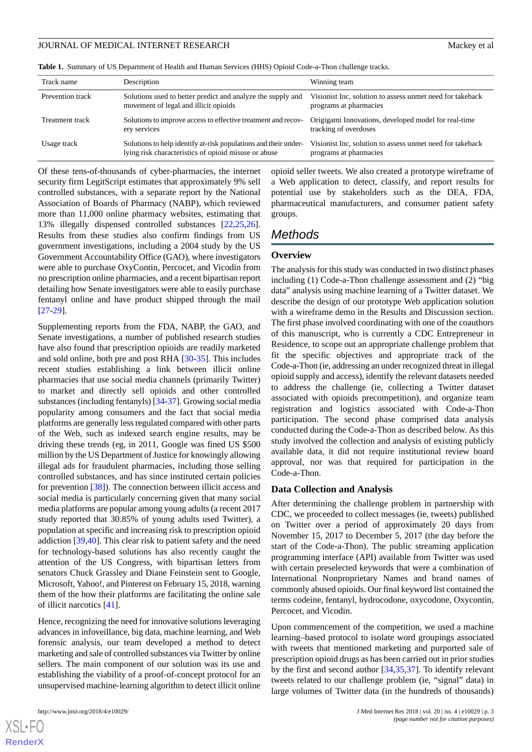**Table 1.** Summary of US Department of Health and Human Services (HHS) Opioid Code-a-Thon challenge tracks.

| Track name | Description | Winning team |
| --- | --- | --- |
| Prevention track | Solutions used to better predict and analyze the supply and movement of legal and illicit opioids | Visionist Inc, solution to assess unmet need for takeback programs at pharmacies |
| Treatment track | Solutions to improve access to effective treatment and recovery services | Origigami Innovations, developed model for real-time tracking of overdoses |
| Usage track | Solutions to help identify at-risk populations and their underlying risk characteristics of opioid misuse or abuse | Visionist Inc, solution to assess unmet need for takeback programs at pharmacies |

Of these tens-of-thousands of cyber-pharmacies, the internet security firm LegitScript estimates that approximately 9% sell controlled substances, with a separate report by the National Association of Boards of Pharmacy (NABP), which reviewed more than 11,000 online pharmacy websites, estimating that 13% illegally dispensed controlled substances [22,25,26]. Results from these studies also confirm findings from US government investigations, including a 2004 study by the US Government Accountability Office (GAO), where investigators were able to purchase OxyContin, Percocet, and Vicodin from no prescription online pharmacies, and a recent bipartisan report detailing how Senate investigators were able to easily purchase fentanyl online and have product shipped through the mail [27-29].

Supplementing reports from the FDA, NABP, the GAO, and Senate investigations, a number of published research studies have also found that prescription opioids are readily marketed and sold online, both pre and post RHA [30-35]. This includes recent studies establishing a link between illicit online pharmacies that use social media channels (primarily Twitter) to market and directly sell opioids and other controlled substances (including fentanyls) [34-37]. Growing social media popularity among consumers and the fact that social media platforms are generally less regulated compared with other parts of the Web, such as indexed search engine results, may be driving these trends (eg, in 2011, Google was fined US $500 million by the US Department of Justice for knowingly allowing illegal ads for fraudulent pharmacies, including those selling controlled substances, and has since instituted certain policies for prevention [38]). The connection between illicit access and social media is particularly concerning given that many social media platforms are popular among young adults (a recent 2017 study reported that 30.85% of young adults used Twitter), a population at specific and increasing risk to prescription opioid addiction [39,40]. This clear risk to patient safety and the need for technology-based solutions has also recently caught the attention of the US Congress, with bipartisan letters from senators Chuck Grassley and Diane Feinstein sent to Google, Microsoft, Yahoo!, and Pinterest on February 15, 2018, warning them of the how their platforms are facilitating the online sale of illicit narcotics [41].

Hence, recognizing the need for innovative solutions leveraging advances in infoveillance, big data, machine learning, and Web forensic analysis, our team developed a method to detect marketing and sale of controlled substances via Twitter by online sellers. The main component of our solution was its use and establishing the viability of a proof-of-concept protocol for an unsupervised machine-learning algorithm to detect illicit online opioid seller tweets. We also created a prototype wireframe of a Web application to detect, classify, and report results for potential use by stakeholders such as the DEA, FDA, pharmaceutical manufacturers, and consumer patient safety groups.

## *Methods*

### Overview

The analysis for this study was conducted in two distinct phases including (1) Code-a-Thon challenge assessment and (2) "big data" analysis using machine learning of a Twitter dataset. We describe the design of our prototype Web application solution with a wireframe demo in the Results and Discussion section. The first phase involved coordinating with one of the coauthors of this manuscript, who is currently a CDC Entrepreneur in Residence, to scope out an appropriate challenge problem that fit the specific objectives and appropriate track of the Code-a-Thon (ie, addressing an under recognized threat in illegal opioid supply and access), identify the relevant datasets needed to address the challenge (ie, collecting a Twitter dataset associated with opioids precompetition), and organize team registration and logistics associated with Code-a-Thon participation. The second phase comprised data analysis conducted during the Code-a-Thon as described below. As this study involved the collection and analysis of existing publicly available data, it did not require institutional review board approval, nor was that required for participation in the Code-a-Thon.

### Data Collection and Analysis

After determining the challenge problem in partnership with CDC, we proceeded to collect messages (ie, tweets) published on Twitter over a period of approximately 20 days from November 15, 2017 to December 5, 2017 (the day before the start of the Code-a-Thon). The public streaming application programming interface (API) available from Twitter was used with certain preselected keywords that were a combination of International Nonproprietary Names and brand names of commonly abused opioids. Our final keyword list contained the terms codeine, fentanyl, hydrocodone, oxycodone, Oxycontin, Percocet, and Vicodin.

Upon commencement of the competition, we used a machine learning–based protocol to isolate word groupings associated with tweets that mentioned marketing and purported sale of prescription opioid drugs as has been carried out in prior studies by the first and second author [34,35,37]. To identify relevant tweets related to our challenge problem (ie, "signal" data) in large volumes of Twitter data (in the hundreds of thousands)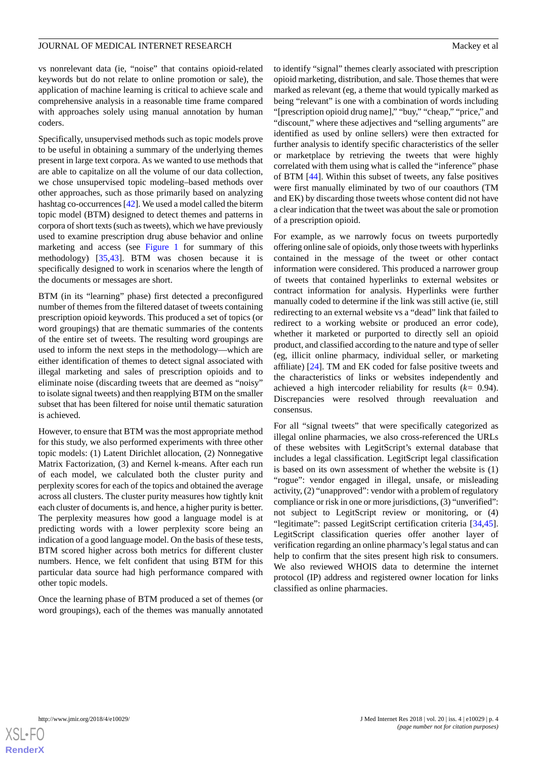vs nonrelevant data (ie, "noise" that contains opioid-related keywords but do not relate to online promotion or sale), the application of machine learning is critical to achieve scale and comprehensive analysis in a reasonable time frame compared with approaches solely using manual annotation by human coders.

Specifically, unsupervised methods such as topic models prove to be useful in obtaining a summary of the underlying themes present in large text corpora. As we wanted to use methods that are able to capitalize on all the volume of our data collection, we chose unsupervised topic modeling–based methods over other approaches, such as those primarily based on analyzing hashtag co-occurrences [42]. We used a model called the biterm topic model (BTM) designed to detect themes and patterns in corpora of short texts (such as tweets), which we have previously used to examine prescription drug abuse behavior and online marketing and access (see Figure 1 for summary of this methodology) [35,43]. BTM was chosen because it is specifically designed to work in scenarios where the length of the documents or messages are short.

BTM (in its "learning" phase) first detected a preconfigured number of themes from the filtered dataset of tweets containing prescription opioid keywords. This produced a set of topics (or word groupings) that are thematic summaries of the contents of the entire set of tweets. The resulting word groupings are used to inform the next steps in the methodology—which are either identification of themes to detect signal associated with illegal marketing and sales of prescription opioids and to eliminate noise (discarding tweets that are deemed as "noisy" to isolate signal tweets) and then reapplying BTM on the smaller subset that has been filtered for noise until thematic saturation is achieved.

However, to ensure that BTM was the most appropriate method for this study, we also performed experiments with three other topic models: (1) Latent Dirichlet allocation, (2) Nonnegative Matrix Factorization, (3) and Kernel k-means. After each run of each model, we calculated both the cluster purity and perplexity scores for each of the topics and obtained the average across all clusters. The cluster purity measures how tightly knit each cluster of documents is, and hence, a higher purity is better. The perplexity measures how good a language model is at predicting words with a lower perplexity score being an indication of a good language model. On the basis of these tests, BTM scored higher across both metrics for different cluster numbers. Hence, we felt confident that using BTM for this particular data source had high performance compared with other topic models.

Once the learning phase of BTM produced a set of themes (or word groupings), each of the themes was manually annotated to identify "signal" themes clearly associated with prescription opioid marketing, distribution, and sale. Those themes that were marked as relevant (eg, a theme that would typically marked as being "relevant" is one with a combination of words including "[prescription opioid drug name]," "buy," "cheap," "price," and "discount," where these adjectives and "selling arguments" are identified as used by online sellers) were then extracted for further analysis to identify specific characteristics of the seller or marketplace by retrieving the tweets that were highly correlated with them using what is called the "inference" phase of BTM [44]. Within this subset of tweets, any false positives were first manually eliminated by two of our coauthors (TM and EK) by discarding those tweets whose content did not have a clear indication that the tweet was about the sale or promotion of a prescription opioid.

For example, as we narrowly focus on tweets purportedly offering online sale of opioids, only those tweets with hyperlinks contained in the message of the tweet or other contact information were considered. This produced a narrower group of tweets that contained hyperlinks to external websites or contract information for analysis. Hyperlinks were further manually coded to determine if the link was still active (ie, still redirecting to an external website vs a "dead" link that failed to redirect to a working website or produced an error code), whether it marketed or purported to directly sell an opioid product, and classified according to the nature and type of seller (eg, illicit online pharmacy, individual seller, or marketing affiliate) [24]. TM and EK coded for false positive tweets and the characteristics of links or websites independently and achieved a high intercoder reliability for results ($k$= 0.94). Discrepancies were resolved through reevaluation and consensus.

For all "signal tweets" that were specifically categorized as illegal online pharmacies, we also cross-referenced the URLs of these websites with LegitScript's external database that includes a legal classification. LegitScript legal classification is based on its own assessment of whether the website is (1) "rogue": vendor engaged in illegal, unsafe, or misleading activity, (2) "unapproved": vendor with a problem of regulatory compliance or risk in one or more jurisdictions, (3) "unverified": not subject to LegitScript review or monitoring, or (4) "legitimate": passed LegitScript certification criteria [34,45]. LegitScript classification queries offer another layer of verification regarding an online pharmacy's legal status and can help to confirm that the sites present high risk to consumers. We also reviewed WHOIS data to determine the internet protocol (IP) address and registered owner location for links classified as online pharmacies.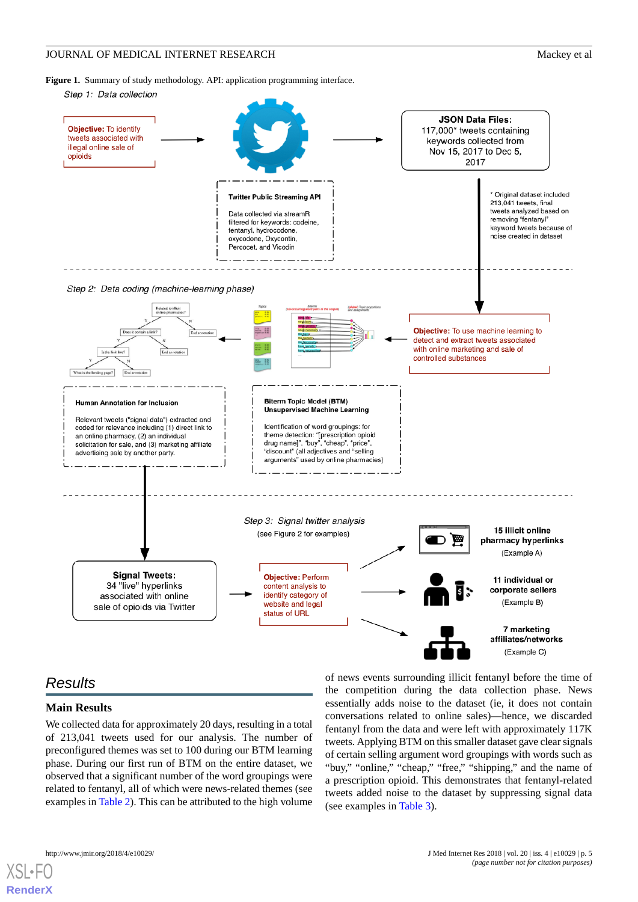**Figure 1.** Summary of study methodology. API: application programming interface.

## Results

### Main Results

We collected data for approximately 20 days, resulting in a total of 213,041 tweets used for our analysis. The number of preconfigured themes was set to 100 during our BTM learning phase. During our first run of BTM on the entire dataset, we observed that a significant number of the word groupings were related to fentanyl, all of which were news-related themes (see examples in Table 2). This can be attributed to the high volume of news events surrounding illicit fentanyl before the time of the competition during the data collection phase. News essentially adds noise to the dataset (ie, it does not contain conversations related to online sales)—hence, we discarded fentanyl from the data and were left with approximately 117K tweets. Applying BTM on this smaller dataset gave clear signals of certain selling argument word groupings with words such as "buy," "online," "cheap," "free," "shipping," and the name of a prescription opioid. This demonstrates that fentanyl-related tweets added noise to the dataset by suppressing signal data (see examples in Table 3).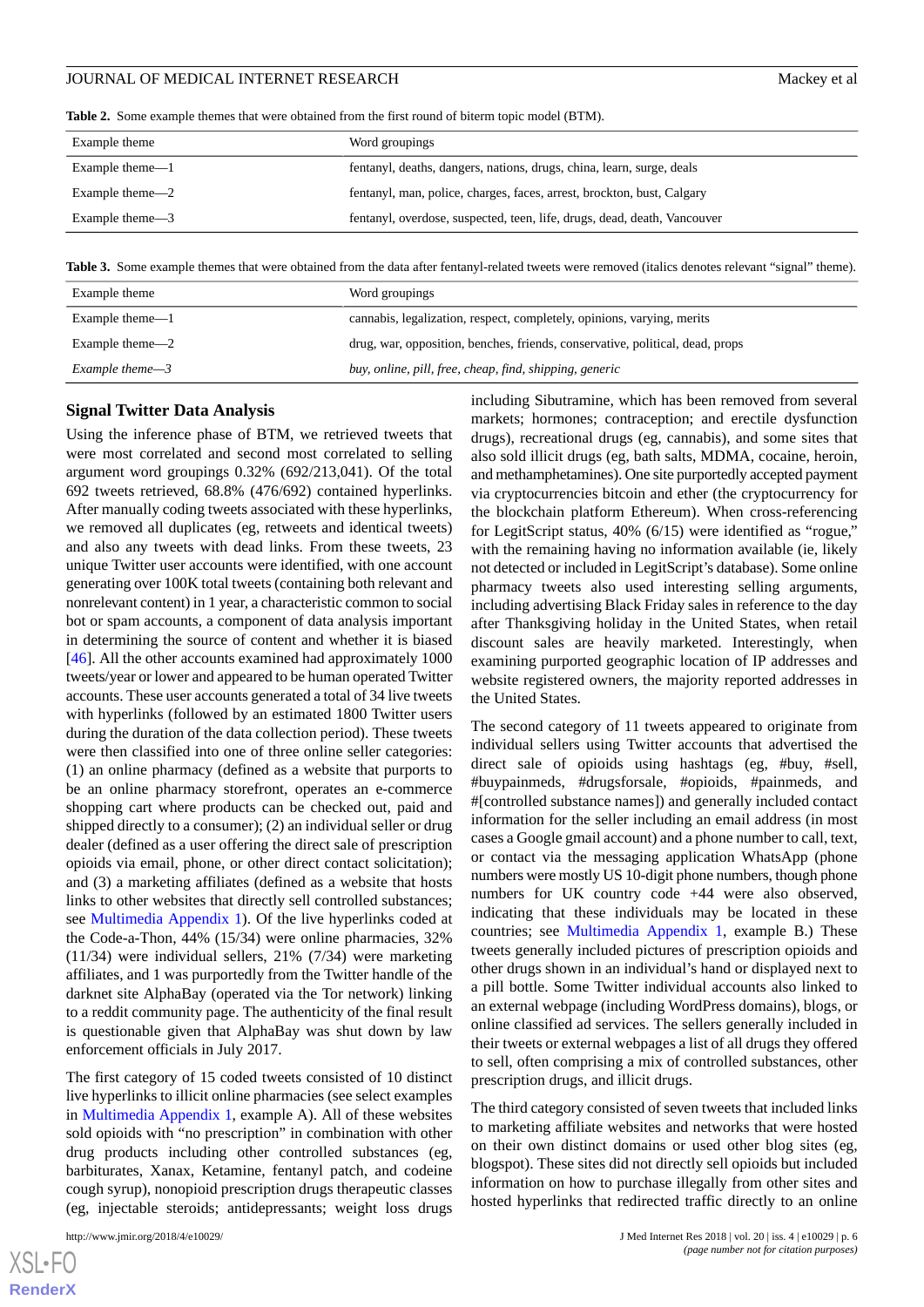**Table 2.** Some example themes that were obtained from the first round of biterm topic model (BTM).

| Example theme | Word groupings |
| --- | --- |
| Example theme—1 | fentanyl, deaths, dangers, nations, drugs, china, learn, surge, deals |
| Example theme—2 | fentanyl, man, police, charges, faces, arrest, brockton, bust, Calgary |
| Example theme—3 | fentanyl, overdose, suspected, teen, life, drugs, dead, death, Vancouver |

**Table 3.** Some example themes that were obtained from the data after fentanyl-related tweets were removed (italics denotes relevant "signal" theme).

| Example theme | Word groupings |
| --- | --- |
| Example theme—1 | cannabis, legalization, respect, completely, opinions, varying, merits |
| Example theme—2 | drug, war, opposition, benches, friends, conservative, political, dead, props |
| *Example theme—3* | *buy, online, pill, free, cheap, find, shipping, generic* |

### Signal Twitter Data Analysis

Using the inference phase of BTM, we retrieved tweets that were most correlated and second most correlated to selling argument word groupings 0.32% (692/213,041). Of the total 692 tweets retrieved, 68.8% (476/692) contained hyperlinks. After manually coding tweets associated with these hyperlinks, we removed all duplicates (eg, retweets and identical tweets) and also any tweets with dead links. From these tweets, 23 unique Twitter user accounts were identified, with one account generating over 100K total tweets (containing both relevant and nonrelevant content) in 1 year, a characteristic common to social bot or spam accounts, a component of data analysis important in determining the source of content and whether it is biased [46]. All the other accounts examined had approximately 1000 tweets/year or lower and appeared to be human operated Twitter accounts. These user accounts generated a total of 34 live tweets with hyperlinks (followed by an estimated 1800 Twitter users during the duration of the data collection period). These tweets were then classified into one of three online seller categories: (1) an online pharmacy (defined as a website that purports to be an online pharmacy storefront, operates an e-commerce shopping cart where products can be checked out, paid and shipped directly to a consumer); (2) an individual seller or drug dealer (defined as a user offering the direct sale of prescription opioids via email, phone, or other direct contact solicitation); and (3) a marketing affiliates (defined as a website that hosts links to other websites that directly sell controlled substances; see Multimedia Appendix 1). Of the live hyperlinks coded at the Code-a-Thon, 44% (15/34) were online pharmacies, 32% (11/34) were individual sellers, 21% (7/34) were marketing affiliates, and 1 was purportedly from the Twitter handle of the darknet site AlphaBay (operated via the Tor network) linking to a reddit community page. The authenticity of the final result is questionable given that AlphaBay was shut down by law enforcement officials in July 2017.

The first category of 15 coded tweets consisted of 10 distinct live hyperlinks to illicit online pharmacies (see select examples in Multimedia Appendix 1, example A). All of these websites sold opioids with "no prescription" in combination with other drug products including other controlled substances (eg, barbiturates, Xanax, Ketamine, fentanyl patch, and codeine cough syrup), nonopioid prescription drugs therapeutic classes (eg, injectable steroids; antidepressants; weight loss drugs including Sibutramine, which has been removed from several markets; hormones; contraception; and erectile dysfunction drugs), recreational drugs (eg, cannabis), and some sites that also sold illicit drugs (eg, bath salts, MDMA, cocaine, heroin, and methamphetamines). One site purportedly accepted payment via cryptocurrencies bitcoin and ether (the cryptocurrency for the blockchain platform Ethereum). When cross-referencing for LegitScript status, 40% (6/15) were identified as "rogue," with the remaining having no information available (ie, likely not detected or included in LegitScript's database). Some online pharmacy tweets also used interesting selling arguments, including advertising Black Friday sales in reference to the day after Thanksgiving holiday in the United States, when retail discount sales are heavily marketed. Interestingly, when examining purported geographic location of IP addresses and website registered owners, the majority reported addresses in the United States.

The second category of 11 tweets appeared to originate from individual sellers using Twitter accounts that advertised the direct sale of opioids using hashtags (eg, #buy, #sell, #buypainmeds, #drugsforsale, #opioids, #painmeds, and #[controlled substance names]) and generally included contact information for the seller including an email address (in most cases a Google gmail account) and a phone number to call, text, or contact via the messaging application WhatsApp (phone numbers were mostly US 10-digit phone numbers, though phone numbers for UK country code +44 were also observed, indicating that these individuals may be located in these countries; see Multimedia Appendix 1, example B.) These tweets generally included pictures of prescription opioids and other drugs shown in an individual's hand or displayed next to a pill bottle. Some Twitter individual accounts also linked to an external webpage (including WordPress domains), blogs, or online classified ad services. The sellers generally included in their tweets or external webpages a list of all drugs they offered to sell, often comprising a mix of controlled substances, other prescription drugs, and illicit drugs.

The third category consisted of seven tweets that included links to marketing affiliate websites and networks that were hosted on their own distinct domains or used other blog sites (eg, blogspot). These sites did not directly sell opioids but included information on how to purchase illegally from other sites and hosted hyperlinks that redirected traffic directly to an online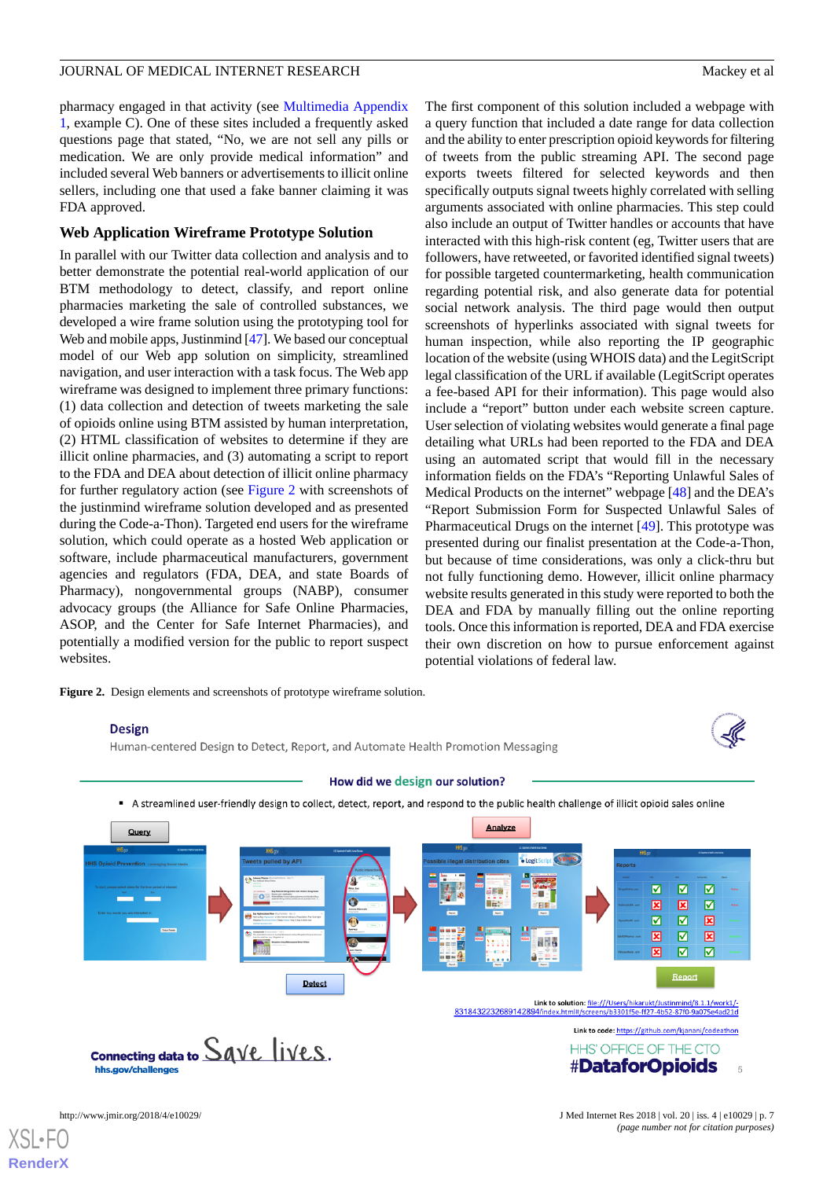pharmacy engaged in that activity (see Multimedia Appendix 1, example C). One of these sites included a frequently asked questions page that stated, "No, we are not sell any pills or medication. We are only provide medical information" and included several Web banners or advertisements to illicit online sellers, including one that used a fake banner claiming it was FDA approved.

### Web Application Wireframe Prototype Solution

In parallel with our Twitter data collection and analysis and to better demonstrate the potential real-world application of our BTM methodology to detect, classify, and report online pharmacies marketing the sale of controlled substances, we developed a wire frame solution using the prototyping tool for Web and mobile apps, Justinmind [47]. We based our conceptual model of our Web app solution on simplicity, streamlined navigation, and user interaction with a task focus. The Web app wireframe was designed to implement three primary functions: (1) data collection and detection of tweets marketing the sale of opioids online using BTM assisted by human interpretation, (2) HTML classification of websites to determine if they are illicit online pharmacies, and (3) automating a script to report to the FDA and DEA about detection of illicit online pharmacy for further regulatory action (see Figure 2 with screenshots of the justinmind wireframe solution developed and as presented during the Code-a-Thon). Targeted end users for the wireframe solution, which could operate as a hosted Web application or software, include pharmaceutical manufacturers, government agencies and regulators (FDA, DEA, and state Boards of Pharmacy), nongovernmental groups (NABP), consumer advocacy groups (the Alliance for Safe Online Pharmacies, ASOP, and the Center for Safe Internet Pharmacies), and potentially a modified version for the public to report suspect websites.

The first component of this solution included a webpage with a query function that included a date range for data collection and the ability to enter prescription opioid keywords for filtering of tweets from the public streaming API. The second page exports tweets filtered for selected keywords and then specifically outputs signal tweets highly correlated with selling arguments associated with online pharmacies. This step could also include an output of Twitter handles or accounts that have interacted with this high-risk content (eg, Twitter users that are followers, have retweeted, or favorited identified signal tweets) for possible targeted countermarketing, health communication regarding potential risk, and also generate data for potential social network analysis. The third page would then output screenshots of hyperlinks associated with signal tweets for human inspection, while also reporting the IP geographic location of the website (using WHOIS data) and the LegitScript legal classification of the URL if available (LegitScript operates a fee-based API for their information). This page would also include a "report" button under each website screen capture. User selection of violating websites would generate a final page detailing what URLs had been reported to the FDA and DEA using an automated script that would fill in the necessary information fields on the FDA's "Reporting Unlawful Sales of Medical Products on the internet" webpage [48] and the DEA's "Report Submission Form for Suspected Unlawful Sales of Pharmaceutical Drugs on the internet [49]. This prototype was presented during our finalist presentation at the Code-a-Thon, but because of time considerations, was only a click-thru but not fully functioning demo. However, verified illicit online pharmacy website results generated in this study were reported to both the DEA and FDA by manually filling out the online reporting tools. Once this information is reported, DEA and FDA exercise their own discretion on how to pursue enforcement against potential violations of federal law.

**Figure 2.** Design elements and screenshots of prototype wireframe solution.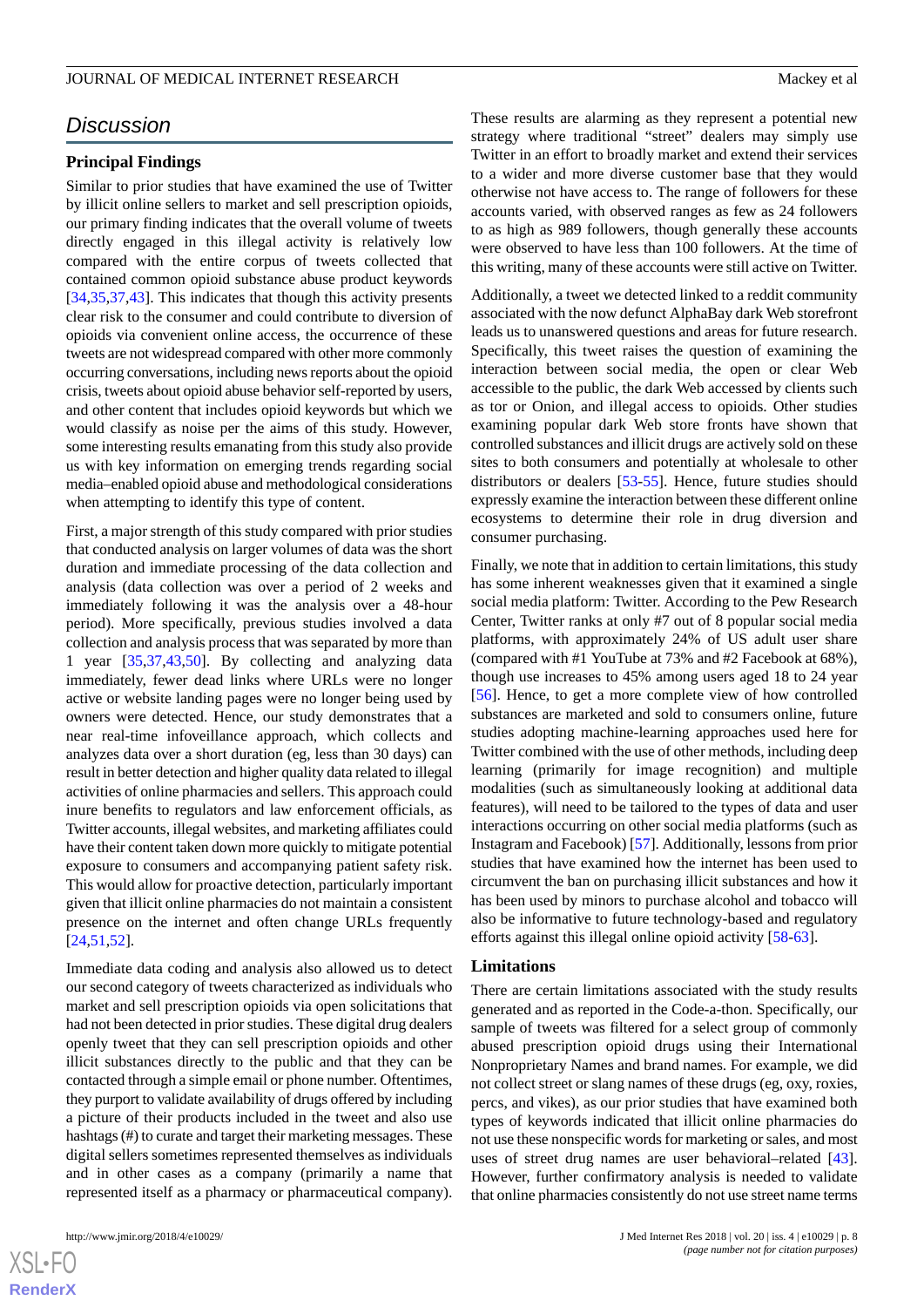## Discussion

### Principal Findings

Similar to prior studies that have examined the use of Twitter by illicit online sellers to market and sell prescription opioids, our primary finding indicates that the overall volume of tweets directly engaged in this illegal activity is relatively low compared with the entire corpus of tweets collected that contained common opioid substance abuse product keywords [34,35,37,43]. This indicates that though this activity presents clear risk to the consumer and could contribute to diversion of opioids via convenient online access, the occurrence of these tweets are not widespread compared with other more commonly occurring conversations, including news reports about the opioid crisis, tweets about opioid abuse behavior self-reported by users, and other content that includes opioid keywords but which we would classify as noise per the aims of this study. However, some interesting results emanating from this study also provide us with key information on emerging trends regarding social media–enabled opioid abuse and methodological considerations when attempting to identify this type of content.

First, a major strength of this study compared with prior studies that conducted analysis on larger volumes of data was the short duration and immediate processing of the data collection and analysis (data collection was over a period of 2 weeks and immediately following it was the analysis over a 48-hour period). More specifically, previous studies involved a data collection and analysis process that was separated by more than 1 year [35,37,43,50]. By collecting and analyzing data immediately, fewer dead links where URLs were no longer active or website landing pages were no longer being used by owners were detected. Hence, our study demonstrates that a near real-time infoveillance approach, which collects and analyzes data over a short duration (eg, less than 30 days) can result in better detection and higher quality data related to illegal activities of online pharmacies and sellers. This approach could inure benefits to regulators and law enforcement officials, as Twitter accounts, illegal websites, and marketing affiliates could have their content taken down more quickly to mitigate potential exposure to consumers and accompanying patient safety risk. This would allow for proactive detection, particularly important given that illicit online pharmacies do not maintain a consistent presence on the internet and often change URLs frequently [24,51,52].

Immediate data coding and analysis also allowed us to detect our second category of tweets characterized as individuals who market and sell prescription opioids via open solicitations that had not been detected in prior studies. These digital drug dealers openly tweet that they can sell prescription opioids and other illicit substances directly to the public and that they can be contacted through a simple email or phone number. Oftentimes, they purport to validate availability of drugs offered by including a picture of their products included in the tweet and also use hashtags (#) to curate and target their marketing messages. These digital sellers sometimes represented themselves as individuals and in other cases as a company (primarily a name that represented itself as a pharmacy or pharmaceutical company).

These results are alarming as they represent a potential new strategy where traditional "street" dealers may simply use Twitter in an effort to broadly market and extend their services to a wider and more diverse customer base that they would otherwise not have access to. The range of followers for these accounts varied, with observed ranges as few as 24 followers to as high as 989 followers, though generally these accounts were observed to have less than 100 followers. At the time of this writing, many of these accounts were still active on Twitter.

Additionally, a tweet we detected linked to a reddit community associated with the now defunct AlphaBay dark Web storefront leads us to unanswered questions and areas for future research. Specifically, this tweet raises the question of examining the interaction between social media, the open or clear Web accessible to the public, the dark Web accessed by clients such as tor or Onion, and illegal access to opioids. Other studies examining popular dark Web store fronts have shown that controlled substances and illicit drugs are actively sold on these sites to both consumers and potentially at wholesale to other distributors or dealers [53-55]. Hence, future studies should expressly examine the interaction between these different online ecosystems to determine their role in drug diversion and consumer purchasing.

Finally, we note that in addition to certain limitations, this study has some inherent weaknesses given that it examined a single social media platform: Twitter. According to the Pew Research Center, Twitter ranks at only #7 out of 8 popular social media platforms, with approximately 24% of US adult user share (compared with #1 YouTube at 73% and #2 Facebook at 68%), though use increases to 45% among users aged 18 to 24 year [56]. Hence, to get a more complete view of how controlled substances are marketed and sold to consumers online, future studies adopting machine-learning approaches used here for Twitter combined with the use of other methods, including deep learning (primarily for image recognition) and multiple modalities (such as simultaneously looking at additional data features), will need to be tailored to the types of data and user interactions occurring on other social media platforms (such as Instagram and Facebook) [57]. Additionally, lessons from prior studies that have examined how the internet has been used to circumvent the ban on purchasing illicit substances and how it has been used by minors to purchase alcohol and tobacco will also be informative to future technology-based and regulatory efforts against this illegal online opioid activity [58-63].

### Limitations

There are certain limitations associated with the study results generated and as reported in the Code-a-thon. Specifically, our sample of tweets was filtered for a select group of commonly abused prescription opioid drugs using their International Nonproprietary Names and brand names. For example, we did not collect street or slang names of these drugs (eg, oxy, roxies, percs, and vikes), as our prior studies that have examined both types of keywords indicated that illicit online pharmacies do not use these nonspecific words for marketing or sales, and most uses of street drug names are user behavioral–related [43]. However, further confirmatory analysis is needed to validate that online pharmacies consistently do not use street name terms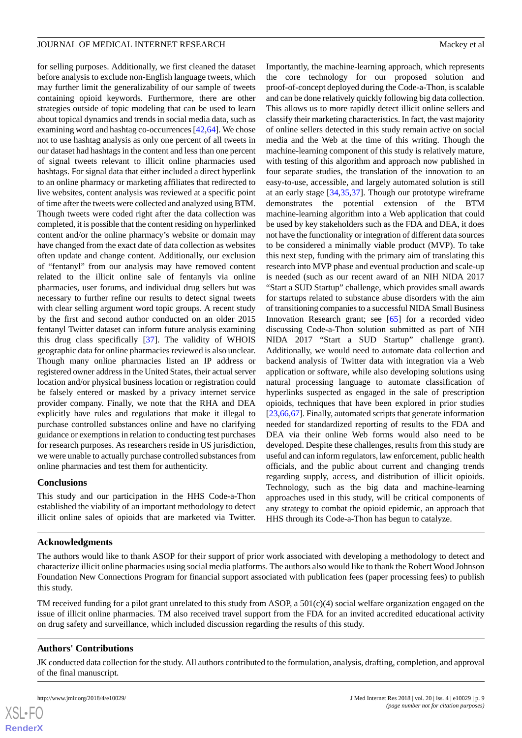for selling purposes. Additionally, we first cleaned the dataset before analysis to exclude non-English language tweets, which may further limit the generalizability of our sample of tweets containing opioid keywords. Furthermore, there are other strategies outside of topic modeling that can be used to learn about topical dynamics and trends in social media data, such as examining word and hashtag co-occurrences [42,64]. We chose not to use hashtag analysis as only one percent of all tweets in our dataset had hashtags in the content and less than one percent of signal tweets relevant to illicit online pharmacies used hashtags. For signal data that either included a direct hyperlink to an online pharmacy or marketing affiliates that redirected to live websites, content analysis was reviewed at a specific point of time after the tweets were collected and analyzed using BTM. Though tweets were coded right after the data collection was completed, it is possible that the content residing on hyperlinked content and/or the online pharmacy's website or domain may have changed from the exact date of data collection as websites often update and change content. Additionally, our exclusion of "fentanyl" from our analysis may have removed content related to the illicit online sale of fentanyls via online pharmacies, user forums, and individual drug sellers but was necessary to further refine our results to detect signal tweets with clear selling argument word topic groups. A recent study by the first and second author conducted on an older 2015 fentanyl Twitter dataset can inform future analysis examining this drug class specifically [37]. The validity of WHOIS geographic data for online pharmacies reviewed is also unclear. Though many online pharmacies listed an IP address or registered owner address in the United States, their actual server location and/or physical business location or registration could be falsely entered or masked by a privacy internet service provider company. Finally, we note that the RHA and DEA explicitly have rules and regulations that make it illegal to purchase controlled substances online and have no clarifying guidance or exemptions in relation to conducting test purchases for research purposes. As researchers reside in US jurisdiction, we were unable to actually purchase controlled substances from online pharmacies and test them for authenticity.

### Conclusions

This study and our participation in the HHS Code-a-Thon established the viability of an important methodology to detect illicit online sales of opioids that are marketed via Twitter. Importantly, the machine-learning approach, which represents the core technology for our proposed solution and proof-of-concept deployed during the Code-a-Thon, is scalable and can be done relatively quickly following big data collection. This allows us to more rapidly detect illicit online sellers and classify their marketing characteristics. In fact, the vast majority of online sellers detected in this study remain active on social media and the Web at the time of this writing. Though the machine-learning component of this study is relatively mature, with testing of this algorithm and approach now published in four separate studies, the translation of the innovation to an easy-to-use, accessible, and largely automated solution is still at an early stage [34,35,37]. Though our prototype wireframe demonstrates the potential extension of the BTM machine-learning algorithm into a Web application that could be used by key stakeholders such as the FDA and DEA, it does not have the functionality or integration of different data sources to be considered a minimally viable product (MVP). To take this next step, funding with the primary aim of translating this research into MVP phase and eventual production and scale-up is needed (such as our recent award of an NIH NIDA 2017 "Start a SUD Startup" challenge, which provides small awards for startups related to substance abuse disorders with the aim of transitioning companies to a successful NIDA Small Business Innovation Research grant; see [65] for a recorded video discussing Code-a-Thon solution submitted as part of NIH NIDA 2017 "Start a SUD Startup" challenge grant). Additionally, we would need to automate data collection and backend analysis of Twitter data with integration via a Web application or software, while also developing solutions using natural processing language to automate classification of hyperlinks suspected as engaged in the sale of prescription opioids, techniques that have been explored in prior studies [23,66,67]. Finally, automated scripts that generate information needed for standardized reporting of results to the FDA and DEA via their online Web forms would also need to be developed. Despite these challenges, results from this study are useful and can inform regulators, law enforcement, public health officials, and the public about current and changing trends regarding supply, access, and distribution of illicit opioids. Technology, such as the big data and machine-learning approaches used in this study, will be critical components of any strategy to combat the opioid epidemic, an approach that HHS through its Code-a-Thon has begun to catalyze.

## Acknowledgments

The authors would like to thank ASOP for their support of prior work associated with developing a methodology to detect and characterize illicit online pharmacies using social media platforms. The authors also would like to thank the Robert Wood Johnson Foundation New Connections Program for financial support associated with publication fees (paper processing fees) to publish this study.

TM received funding for a pilot grant unrelated to this study from ASOP, a 501(c)(4) social welfare organization engaged on the issue of illicit online pharmacies. TM also received travel support from the FDA for an invited accredited educational activity on drug safety and surveillance, which included discussion regarding the results of this study.

## Authors' Contributions

JK conducted data collection for the study. All authors contributed to the formulation, analysis, drafting, completion, and approval of the final manuscript.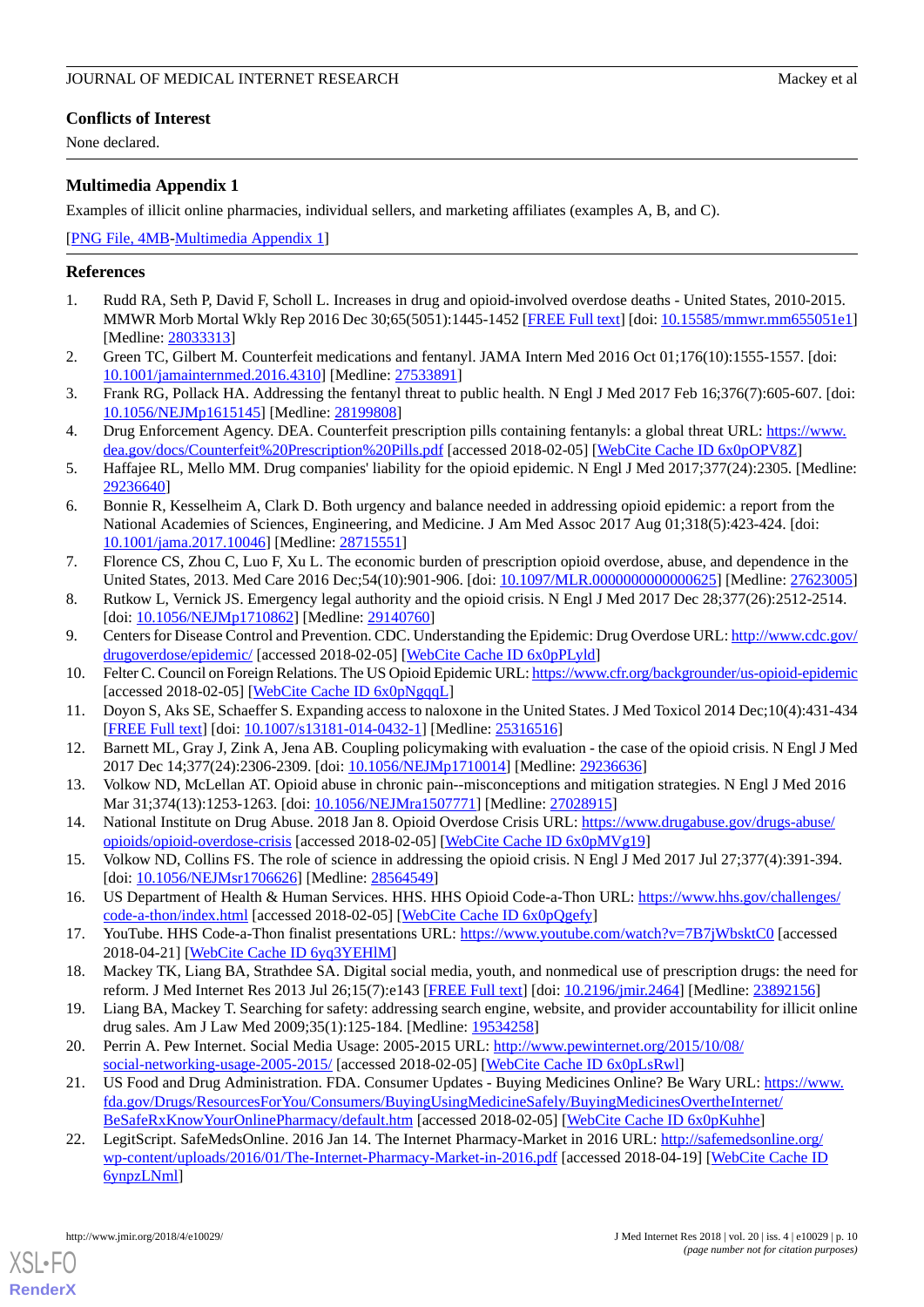## Conflicts of Interest

None declared.

## Multimedia Appendix 1

Examples of illicit online pharmacies, individual sellers, and marketing affiliates (examples A, B, and C).

[PNG File, 4MB-Multimedia Appendix 1]

## References

1. Rudd RA, Seth P, David F, Scholl L. Increases in drug and opioid-involved overdose deaths - United States, 2010-2015. MMWR Morb Mortal Wkly Rep 2016 Dec 30;65(5051):1445-1452 [FREE Full text] [doi: 10.15585/mmwr.mm655051e1] [Medline: 28033313]
2. Green TC, Gilbert M. Counterfeit medications and fentanyl. JAMA Intern Med 2016 Oct 01;176(10):1555-1557. [doi: 10.1001/jamainternmed.2016.4310] [Medline: 27533891]
3. Frank RG, Pollack HA. Addressing the fentanyl threat to public health. N Engl J Med 2017 Feb 16;376(7):605-607. [doi: 10.1056/NEJMp1615145] [Medline: 28199808]
4. Drug Enforcement Agency. DEA. Counterfeit prescription pills containing fentanyls: a global threat URL: https://www.dea.gov/docs/Counterfeit%20Prescription%20Pills.pdf [accessed 2018-02-05] [WebCite Cache ID 6x0pOPV8Z]
5. Haffajee RL, Mello MM. Drug companies' liability for the opioid epidemic. N Engl J Med 2017;377(24):2305. [Medline: 29236640]
6. Bonnie R, Kesselheim A, Clark D. Both urgency and balance needed in addressing opioid epidemic: a report from the National Academies of Sciences, Engineering, and Medicine. J Am Med Assoc 2017 Aug 01;318(5):423-424. [doi: 10.1001/jama.2017.10046] [Medline: 28715551]
7. Florence CS, Zhou C, Luo F, Xu L. The economic burden of prescription opioid overdose, abuse, and dependence in the United States, 2013. Med Care 2016 Dec;54(10):901-906. [doi: 10.1097/MLR.0000000000000625] [Medline: 27623005]
8. Rutkow L, Vernick JS. Emergency legal authority and the opioid crisis. N Engl J Med 2017 Dec 28;377(26):2512-2514. [doi: 10.1056/NEJMp1710862] [Medline: 29140760]
9. Centers for Disease Control and Prevention. CDC. Understanding the Epidemic: Drug Overdose URL: http://www.cdc.gov/drugoverdose/epidemic/ [accessed 2018-02-05] [WebCite Cache ID 6x0pPLyld]
10. Felter C. Council on Foreign Relations. The US Opioid Epidemic URL: https://www.cfr.org/backgrounder/us-opioid-epidemic [accessed 2018-02-05] [WebCite Cache ID 6x0pNgqqL]
11. Doyon S, Aks SE, Schaeffer S. Expanding access to naloxone in the United States. J Med Toxicol 2014 Dec;10(4):431-434 [FREE Full text] [doi: 10.1007/s13181-014-0432-1] [Medline: 25316516]
12. Barnett ML, Gray J, Zink A, Jena AB. Coupling policymaking with evaluation - the case of the opioid crisis. N Engl J Med 2017 Dec 14;377(24):2306-2309. [doi: 10.1056/NEJMp1710014] [Medline: 29236636]
13. Volkow ND, McLellan AT. Opioid abuse in chronic pain--misconceptions and mitigation strategies. N Engl J Med 2016 Mar 31;374(13):1253-1263. [doi: 10.1056/NEJMra1507771] [Medline: 27028915]
14. National Institute on Drug Abuse. 2018 Jan 8. Opioid Overdose Crisis URL: https://www.drugabuse.gov/drugs-abuse/opioids/opioid-overdose-crisis [accessed 2018-02-05] [WebCite Cache ID 6x0pMVg19]
15. Volkow ND, Collins FS. The role of science in addressing the opioid crisis. N Engl J Med 2017 Jul 27;377(4):391-394. [doi: 10.1056/NEJMsr1706626] [Medline: 28564549]
16. US Department of Health & Human Services. HHS. HHS Opioid Code-a-Thon URL: https://www.hhs.gov/challenges/code-a-thon/index.html [accessed 2018-02-05] [WebCite Cache ID 6x0pQgefy]
17. YouTube. HHS Code-a-Thon finalist presentations URL: https://www.youtube.com/watch?v=7B7jWbsktC0 [accessed 2018-04-21] [WebCite Cache ID 6yq3YEHlM]
18. Mackey TK, Liang BA, Strathdee SA. Digital social media, youth, and nonmedical use of prescription drugs: the need for reform. J Med Internet Res 2013 Jul 26;15(7):e143 [FREE Full text] [doi: 10.2196/jmir.2464] [Medline: 23892156]
19. Liang BA, Mackey T. Searching for safety: addressing search engine, website, and provider accountability for illicit online drug sales. Am J Law Med 2009;35(1):125-184. [Medline: 19534258]
20. Perrin A. Pew Internet. Social Media Usage: 2005-2015 URL: http://www.pewinternet.org/2015/10/08/social-networking-usage-2005-2015/ [accessed 2018-02-05] [WebCite Cache ID 6x0pLsRwl]
21. US Food and Drug Administration. FDA. Consumer Updates - Buying Medicines Online? Be Wary URL: https://www.fda.gov/Drugs/ResourcesForYou/Consumers/BuyingUsingMedicineSafely/BuyingMedicinesOvertheInternet/BeSafeRxKnowYourOnlinePharmacy/default.htm [accessed 2018-02-05] [WebCite Cache ID 6x0pKuhhe]
22. LegitScript. SafeMedsOnline. 2016 Jan 14. The Internet Pharmacy-Market in 2016 URL: http://safemedsonline.org/wp-content/uploads/2016/01/The-Internet-Pharmacy-Market-in-2016.pdf [accessed 2018-04-19] [WebCite Cache ID 6ynpzLNml]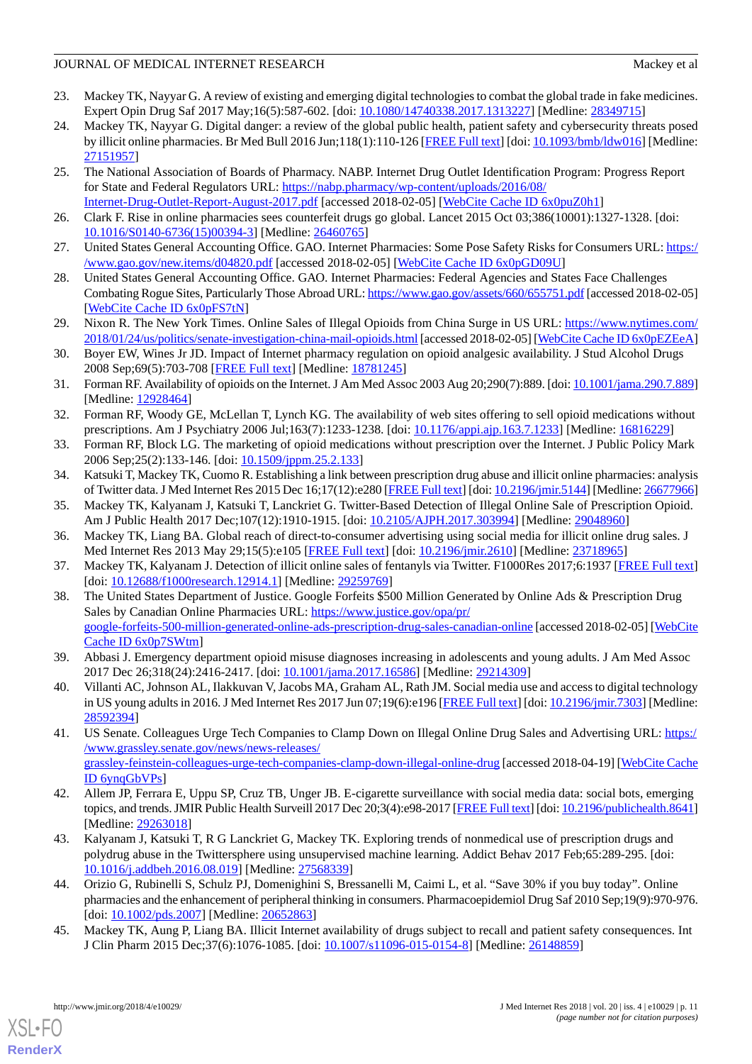23. Mackey TK, Nayyar G. A review of existing and emerging digital technologies to combat the global trade in fake medicines. Expert Opin Drug Saf 2017 May;16(5):587-602. [doi: 10.1080/14740338.2017.1313227] [Medline: 28349715]
24. Mackey TK, Nayyar G. Digital danger: a review of the global public health, patient safety and cybersecurity threats posed by illicit online pharmacies. Br Med Bull 2016 Jun;118(1):110-126 [FREE Full text] [doi: 10.1093/bmb/ldw016] [Medline: 27151957]
25. The National Association of Boards of Pharmacy. NABP. Internet Drug Outlet Identification Program: Progress Report for State and Federal Regulators URL: https://nabp.pharmacy/wp-content/uploads/2016/08/Internet-Drug-Outlet-Report-August-2017.pdf [accessed 2018-02-05] [WebCite Cache ID 6x0puZ0h1]
26. Clark F. Rise in online pharmacies sees counterfeit drugs go global. Lancet 2015 Oct 03;386(10001):1327-1328. [doi: 10.1016/S0140-6736(15)00394-3] [Medline: 26460765]
27. United States General Accounting Office. GAO. Internet Pharmacies: Some Pose Safety Risks for Consumers URL: https://www.gao.gov/new.items/d04820.pdf [accessed 2018-02-05] [WebCite Cache ID 6x0pGD09U]
28. United States General Accounting Office. GAO. Internet Pharmacies: Federal Agencies and States Face Challenges Combating Rogue Sites, Particularly Those Abroad URL: https://www.gao.gov/assets/660/655751.pdf [accessed 2018-02-05] [WebCite Cache ID 6x0pFS7tN]
29. Nixon R. The New York Times. Online Sales of Illegal Opioids from China Surge in US URL: https://www.nytimes.com/2018/01/24/us/politics/senate-investigation-china-mail-opioids.html [accessed 2018-02-05] [WebCite Cache ID 6x0pEZEeA]
30. Boyer EW, Wines Jr JD. Impact of Internet pharmacy regulation on opioid analgesic availability. J Stud Alcohol Drugs 2008 Sep;69(5):703-708 [FREE Full text] [Medline: 18781245]
31. Forman RF. Availability of opioids on the Internet. J Am Med Assoc 2003 Aug 20;290(7):889. [doi: 10.1001/jama.290.7.889] [Medline: 12928464]
32. Forman RF, Woody GE, McLellan T, Lynch KG. The availability of web sites offering to sell opioid medications without prescriptions. Am J Psychiatry 2006 Jul;163(7):1233-1238. [doi: 10.1176/appi.ajp.163.7.1233] [Medline: 16816229]
33. Forman RF, Block LG. The marketing of opioid medications without prescription over the Internet. J Public Policy Mark 2006 Sep;25(2):133-146. [doi: 10.1509/jppm.25.2.133]
34. Katsuki T, Mackey TK, Cuomo R. Establishing a link between prescription drug abuse and illicit online pharmacies: analysis of Twitter data. J Med Internet Res 2015 Dec 16;17(12):e280 [FREE Full text] [doi: 10.2196/jmir.5144] [Medline: 26677966]
35. Mackey TK, Kalyanam J, Katsuki T, Lanckriet G. Twitter-Based Detection of Illegal Online Sale of Prescription Opioid. Am J Public Health 2017 Dec;107(12):1910-1915. [doi: 10.2105/AJPH.2017.303994] [Medline: 29048960]
36. Mackey TK, Liang BA. Global reach of direct-to-consumer advertising using social media for illicit online drug sales. J Med Internet Res 2013 May 29;15(5):e105 [FREE Full text] [doi: 10.2196/jmir.2610] [Medline: 23718965]
37. Mackey TK, Kalyanam J. Detection of illicit online sales of fentanyls via Twitter. F1000Res 2017;6:1937 [FREE Full text] [doi: 10.12688/f1000research.12914.1] [Medline: 29259769]
38. The United States Department of Justice. Google Forfeits $500 Million Generated by Online Ads & Prescription Drug Sales by Canadian Online Pharmacies URL: https://www.justice.gov/opa/pr/google-forfeits-500-million-generated-online-ads-prescription-drug-sales-canadian-online [accessed 2018-02-05] [WebCite Cache ID 6x0p7SWtm]
39. Abbasi J. Emergency department opioid misuse diagnoses increasing in adolescents and young adults. J Am Med Assoc 2017 Dec 26;318(24):2416-2417. [doi: 10.1001/jama.2017.16586] [Medline: 29214309]
40. Villanti AC, Johnson AL, Ilakkuvan V, Jacobs MA, Graham AL, Rath JM. Social media use and access to digital technology in US young adults in 2016. J Med Internet Res 2017 Jun 07;19(6):e196 [FREE Full text] [doi: 10.2196/jmir.7303] [Medline: 28592394]
41. US Senate. Colleagues Urge Tech Companies to Clamp Down on Illegal Online Drug Sales and Advertising URL: https://www.grassley.senate.gov/news/news-releases/grassley-feinstein-colleagues-urge-tech-companies-clamp-down-illegal-online-drug [accessed 2018-04-19] [WebCite Cache ID 6ynqGbVPs]
42. Allem JP, Ferrara E, Uppu SP, Cruz TB, Unger JB. E-cigarette surveillance with social media data: social bots, emerging topics, and trends. JMIR Public Health Surveill 2017 Dec 20;3(4):e98-2017 [FREE Full text] [doi: 10.2196/publichealth.8641] [Medline: 29263018]
43. Kalyanam J, Katsuki T, R G Lanckriet G, Mackey TK. Exploring trends of nonmedical use of prescription drugs and polydrug abuse in the Twittersphere using unsupervised machine learning. Addict Behav 2017 Feb;65:289-295. [doi: 10.1016/j.addbeh.2016.08.019] [Medline: 27568339]
44. Orizio G, Rubinelli S, Schulz PJ, Domenighini S, Bressanelli M, Caimi L, et al. "Save 30% if you buy today". Online pharmacies and the enhancement of peripheral thinking in consumers. Pharmacoepidemiol Drug Saf 2010 Sep;19(9):970-976. [doi: 10.1002/pds.2007] [Medline: 20652863]
45. Mackey TK, Aung P, Liang BA. Illicit Internet availability of drugs subject to recall and patient safety consequences. Int J Clin Pharm 2015 Dec;37(6):1076-1085. [doi: 10.1007/s11096-015-0154-8] [Medline: 26148859]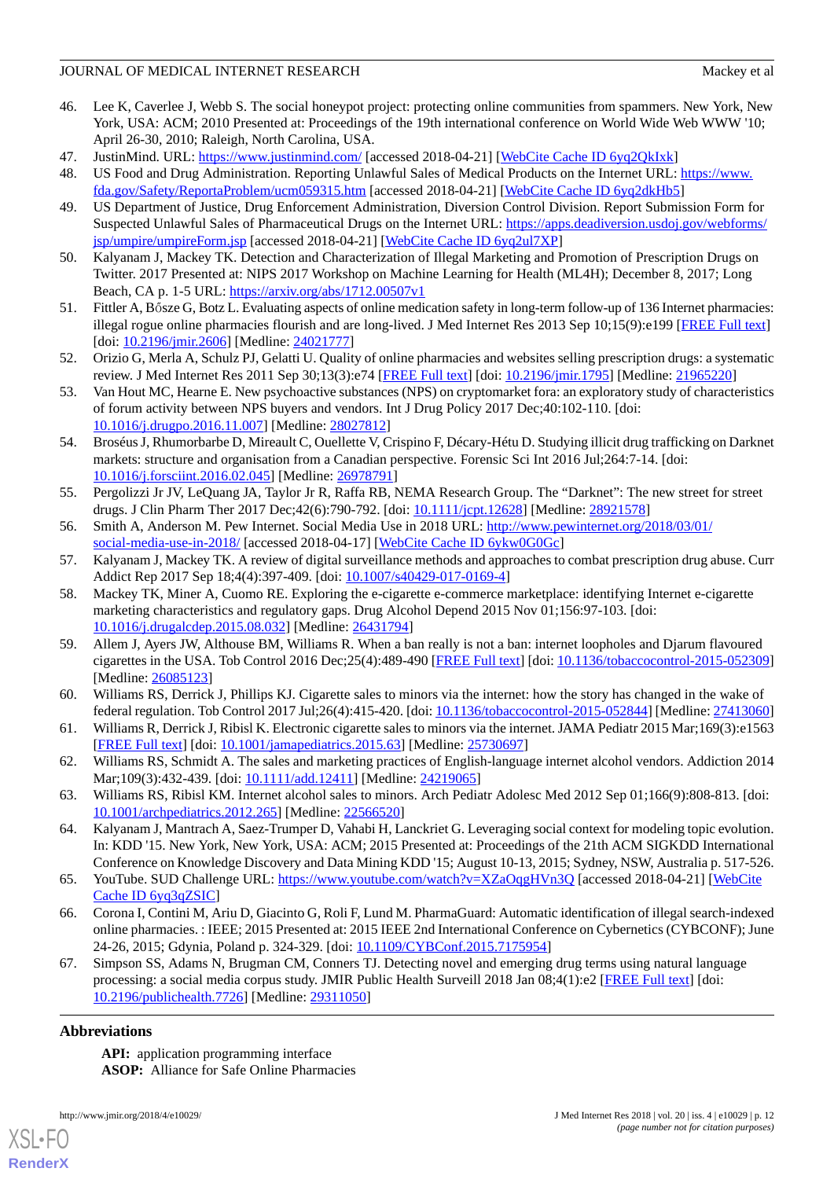46. Lee K, Caverlee J, Webb S. The social honeypot project: protecting online communities from spammers. New York, New York, USA: ACM; 2010 Presented at: Proceedings of the 19th international conference on World Wide Web WWW '10; April 26-30, 2010; Raleigh, North Carolina, USA.
47. JustinMind. URL: https://www.justinmind.com/ [accessed 2018-04-21] [WebCite Cache ID 6yq2QkIxk]
48. US Food and Drug Administration. Reporting Unlawful Sales of Medical Products on the Internet URL: https://www.fda.gov/Safety/ReportaProblem/ucm059315.htm [accessed 2018-04-21] [WebCite Cache ID 6yq2dkHb5]
49. US Department of Justice, Drug Enforcement Administration, Diversion Control Division. Report Submission Form for Suspected Unlawful Sales of Pharmaceutical Drugs on the Internet URL: https://apps.deadiversion.usdoj.gov/webforms/jsp/umpire/umpireForm.jsp [accessed 2018-04-21] [WebCite Cache ID 6yq2ul7XP]
50. Kalyanam J, Mackey TK. Detection and Characterization of Illegal Marketing and Promotion of Prescription Drugs on Twitter. 2017 Presented at: NIPS 2017 Workshop on Machine Learning for Health (ML4H); December 8, 2017; Long Beach, CA p. 1-5 URL: https://arxiv.org/abs/1712.00507v1
51. Fittler A, Bősze G, Botz L. Evaluating aspects of online medication safety in long-term follow-up of 136 Internet pharmacies: illegal rogue online pharmacies flourish and are long-lived. J Med Internet Res 2013 Sep 10;15(9):e199 [FREE Full text] [doi: 10.2196/jmir.2606] [Medline: 24021777]
52. Orizio G, Merla A, Schulz PJ, Gelatti U. Quality of online pharmacies and websites selling prescription drugs: a systematic review. J Med Internet Res 2011 Sep 30;13(3):e74 [FREE Full text] [doi: 10.2196/jmir.1795] [Medline: 21965220]
53. Van Hout MC, Hearne E. New psychoactive substances (NPS) on cryptomarket fora: an exploratory study of characteristics of forum activity between NPS buyers and vendors. Int J Drug Policy 2017 Dec;40:102-110. [doi: 10.1016/j.drugpo.2016.11.007] [Medline: 28027812]
54. Broséus J, Rhumorbarbe D, Mireault C, Ouellette V, Crispino F, Décary-Hétu D. Studying illicit drug trafficking on Darknet markets: structure and organisation from a Canadian perspective. Forensic Sci Int 2016 Jul;264:7-14. [doi: 10.1016/j.forsciint.2016.02.045] [Medline: 26978791]
55. Pergolizzi Jr JV, LeQuang JA, Taylor Jr R, Raffa RB, NEMA Research Group. The "Darknet": The new street for street drugs. J Clin Pharm Ther 2017 Dec;42(6):790-792. [doi: 10.1111/jcpt.12628] [Medline: 28921578]
56. Smith A, Anderson M. Pew Internet. Social Media Use in 2018 URL: http://www.pewinternet.org/2018/03/01/social-media-use-in-2018/ [accessed 2018-04-17] [WebCite Cache ID 6ykw0G0Gc]
57. Kalyanam J, Mackey TK. A review of digital surveillance methods and approaches to combat prescription drug abuse. Curr Addict Rep 2017 Sep 18;4(4):397-409. [doi: 10.1007/s40429-017-0169-4]
58. Mackey TK, Miner A, Cuomo RE. Exploring the e-cigarette e-commerce marketplace: identifying Internet e-cigarette marketing characteristics and regulatory gaps. Drug Alcohol Depend 2015 Nov 01;156:97-103. [doi: 10.1016/j.drugalcdep.2015.08.032] [Medline: 26431794]
59. Allem J, Ayers JW, Althouse BM, Williams R. When a ban really is not a ban: internet loopholes and Djarum flavoured cigarettes in the USA. Tob Control 2016 Dec;25(4):489-490 [FREE Full text] [doi: 10.1136/tobaccocontrol-2015-052309] [Medline: 26085123]
60. Williams RS, Derrick J, Phillips KJ. Cigarette sales to minors via the internet: how the story has changed in the wake of federal regulation. Tob Control 2017 Jul;26(4):415-420. [doi: 10.1136/tobaccocontrol-2015-052844] [Medline: 27413060]
61. Williams R, Derrick J, Ribisl K. Electronic cigarette sales to minors via the internet. JAMA Pediatr 2015 Mar;169(3):e1563 [FREE Full text] [doi: 10.1001/jamapediatrics.2015.63] [Medline: 25730697]
62. Williams RS, Schmidt A. The sales and marketing practices of English-language internet alcohol vendors. Addiction 2014 Mar;109(3):432-439. [doi: 10.1111/add.12411] [Medline: 24219065]
63. Williams RS, Ribisl KM. Internet alcohol sales to minors. Arch Pediatr Adolesc Med 2012 Sep 01;166(9):808-813. [doi: 10.1001/archpediatrics.2012.265] [Medline: 22566520]
64. Kalyanam J, Mantrach A, Saez-Trumper D, Vahabi H, Lanckriet G. Leveraging social context for modeling topic evolution. In: KDD '15. New York, New York, USA: ACM; 2015 Presented at: Proceedings of the 21th ACM SIGKDD International Conference on Knowledge Discovery and Data Mining KDD '15; August 10-13, 2015; Sydney, NSW, Australia p. 517-526.
65. YouTube. SUD Challenge URL: https://www.youtube.com/watch?v=XZaOqgHVn3Q [accessed 2018-04-21] [WebCite Cache ID 6yq3qZSIC]
66. Corona I, Contini M, Ariu D, Giacinto G, Roli F, Lund M. PharmaGuard: Automatic identification of illegal search-indexed online pharmacies. : IEEE; 2015 Presented at: 2015 IEEE 2nd International Conference on Cybernetics (CYBCONF); June 24-26, 2015; Gdynia, Poland p. 324-329. [doi: 10.1109/CYBConf.2015.7175954]
67. Simpson SS, Adams N, Brugman CM, Conners TJ. Detecting novel and emerging drug terms using natural language processing: a social media corpus study. JMIR Public Health Surveill 2018 Jan 08;4(1):e2 [FREE Full text] [doi: 10.2196/publichealth.7726] [Medline: 29311050]

## Abbreviations

**API:** application programming interface
**ASOP:** Alliance for Safe Online Pharmacies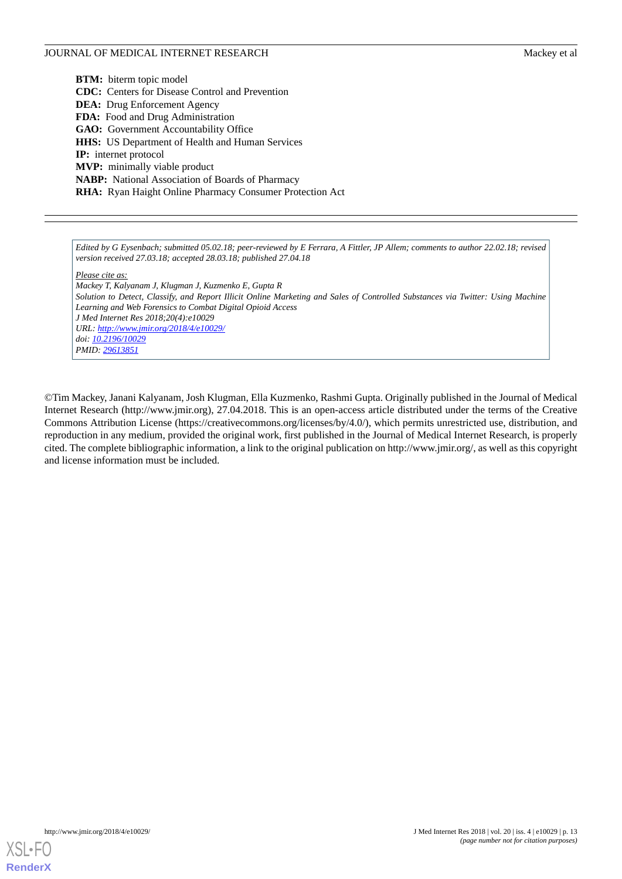**BTM:** biterm topic model
**CDC:** Centers for Disease Control and Prevention
**DEA:** Drug Enforcement Agency
**FDA:** Food and Drug Administration
**GAO:** Government Accountability Office
**HHS:** US Department of Health and Human Services
**IP:** internet protocol
**MVP:** minimally viable product
**NABP:** National Association of Boards of Pharmacy
**RHA:** Ryan Haight Online Pharmacy Consumer Protection Act

---

*Edited by G Eysenbach; submitted 05.02.18; peer-reviewed by E Ferrara, A Fittler, JP Allem; comments to author 22.02.18; revised version received 27.03.18; accepted 28.03.18; published 27.04.18*

*Please cite as:*
*Mackey T, Kalyanam J, Klugman J, Kuzmenko E, Gupta R*
*Solution to Detect, Classify, and Report Illicit Online Marketing and Sales of Controlled Substances via Twitter: Using Machine Learning and Web Forensics to Combat Digital Opioid Access*
*J Med Internet Res 2018;20(4):e10029*
*URL: http://www.jmir.org/2018/4/e10029/*
*doi: 10.2196/10029*
*PMID: 29613851*

©Tim Mackey, Janani Kalyanam, Josh Klugman, Ella Kuzmenko, Rashmi Gupta. Originally published in the Journal of Medical Internet Research (http://www.jmir.org), 27.04.2018. This is an open-access article distributed under the terms of the Creative Commons Attribution License (https://creativecommons.org/licenses/by/4.0/), which permits unrestricted use, distribution, and reproduction in any medium, provided the original work, first published in the Journal of Medical Internet Research, is properly cited. The complete bibliographic information, a link to the original publication on http://www.jmir.org/, as well as this copyright and license information must be included.